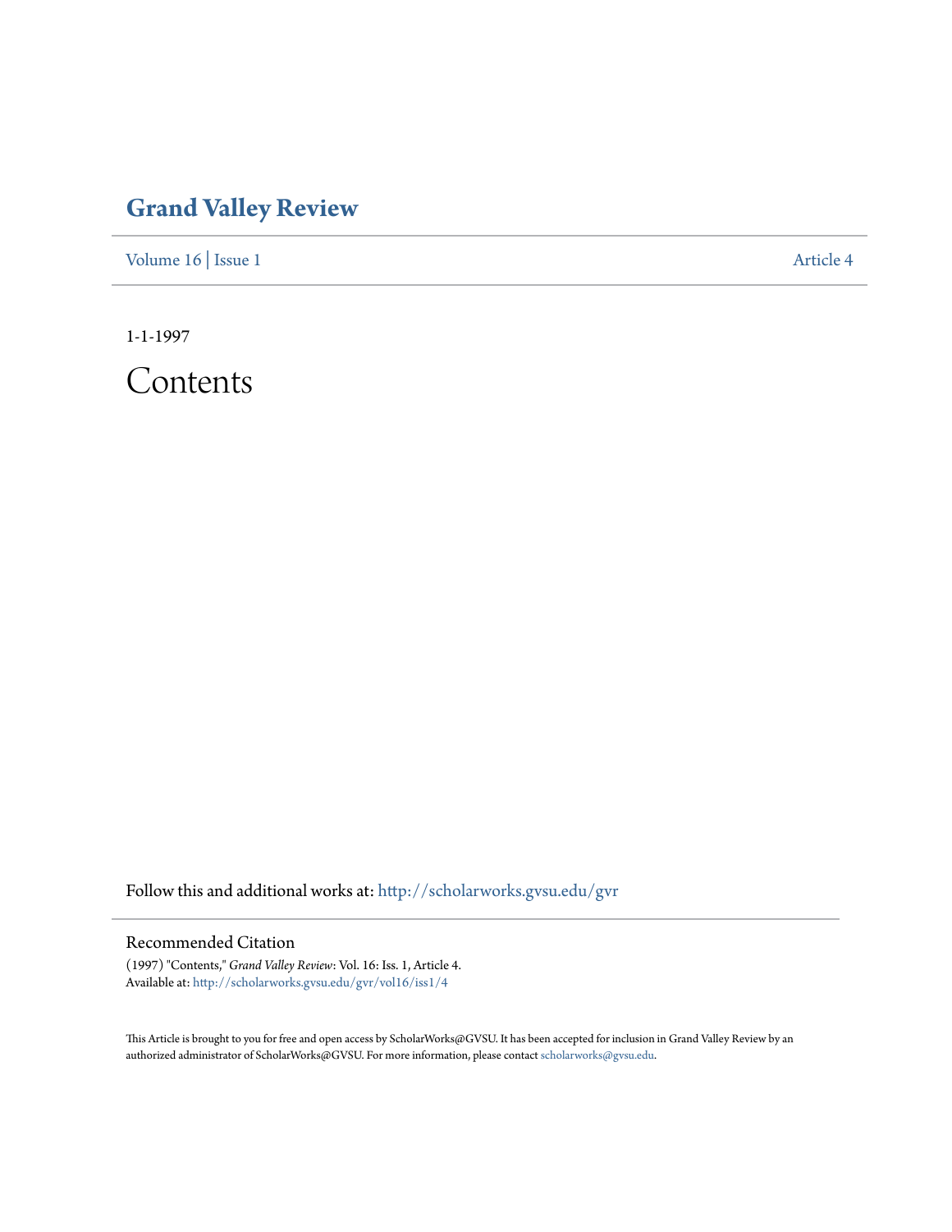# Grand Valley Review

Volume 16 | Issue 1 Article 4

1-1-1997

# Contents

Follow this and additional works at: http://scholarworks.gvsu.edu/gvr

## Recommended Citation

(1997) "Contents," *Grand Valley Review*: Vol. 16: Iss. 1, Article 4.
Available at: http://scholarworks.gvsu.edu/gvr/vol16/iss1/4

This Article is brought to you for free and open access by ScholarWorks@GVSU. It has been accepted for inclusion in Grand Valley Review by an authorized administrator of ScholarWorks@GVSU. For more information, please contact scholarworks@gvsu.edu.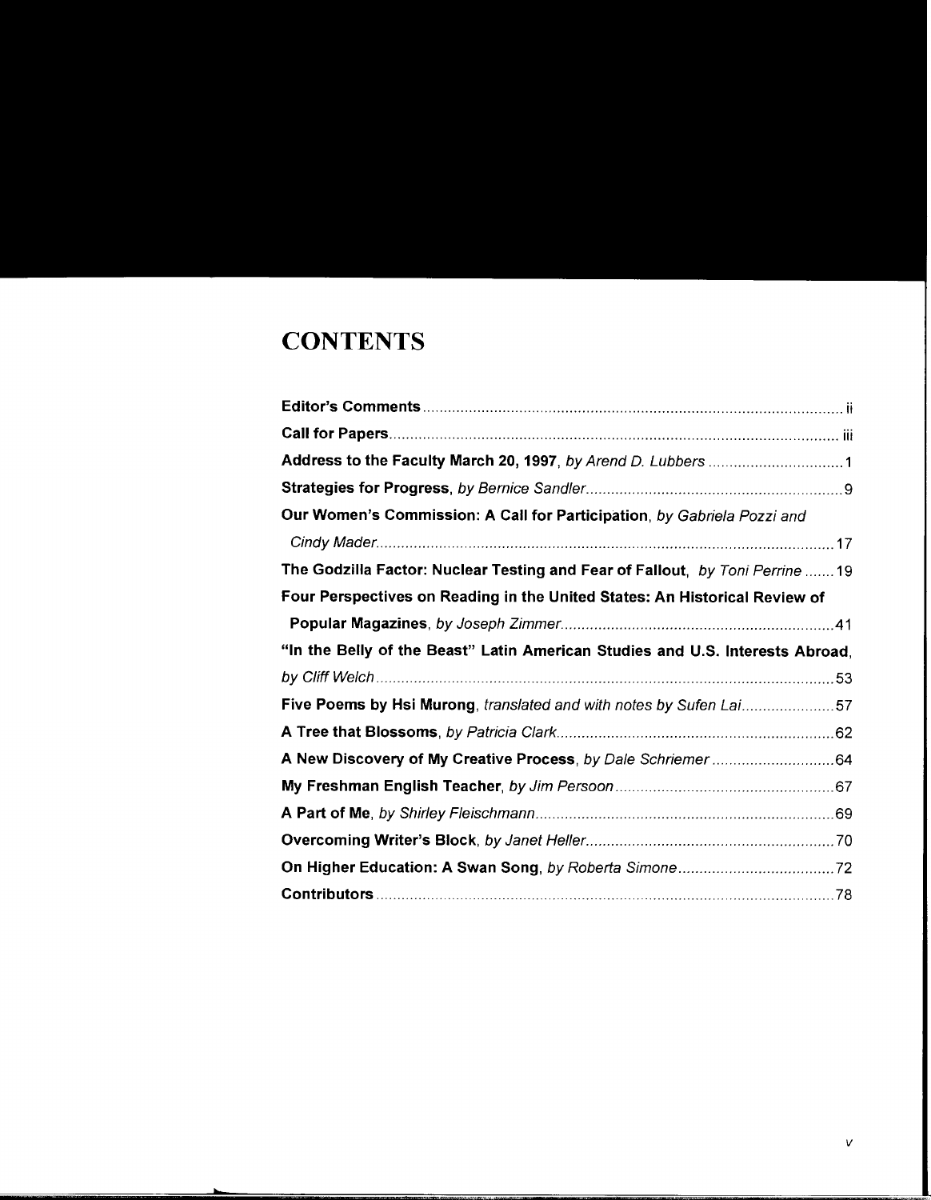# CONTENTS

**Editor's Comments** ..... ii

**Call for Papers** ..... iii

**Address to the Faculty March 20, 1997**, *by Arend D. Lubbers* ..... 1

**Strategies for Progress**, *by Bernice Sandler* ..... 9

**Our Women's Commission: A Call for Participation**, *by Gabriela Pozzi and Cindy Mader* ..... 17

**The Godzilla Factor: Nuclear Testing and Fear of Fallout**, *by Toni Perrine* ..... 19

**Four Perspectives on Reading in the United States: An Historical Review of Popular Magazines**, *by Joseph Zimmer* ..... 41

**"In the Belly of the Beast" Latin American Studies and U.S. Interests Abroad**, *by Cliff Welch* ..... 53

**Five Poems by Hsi Murong**, *translated and with notes by Sufen Lai* ..... 57

**A Tree that Blossoms**, *by Patricia Clark* ..... 62

**A New Discovery of My Creative Process**, *by Dale Schriemer* ..... 64

**My Freshman English Teacher**, *by Jim Persoon* ..... 67

**A Part of Me**, *by Shirley Fleischmann* ..... 69

**Overcoming Writer's Block**, *by Janet Heller* ..... 70

**On Higher Education: A Swan Song**, *by Roberta Simone* ..... 72

**Contributors** ..... 78